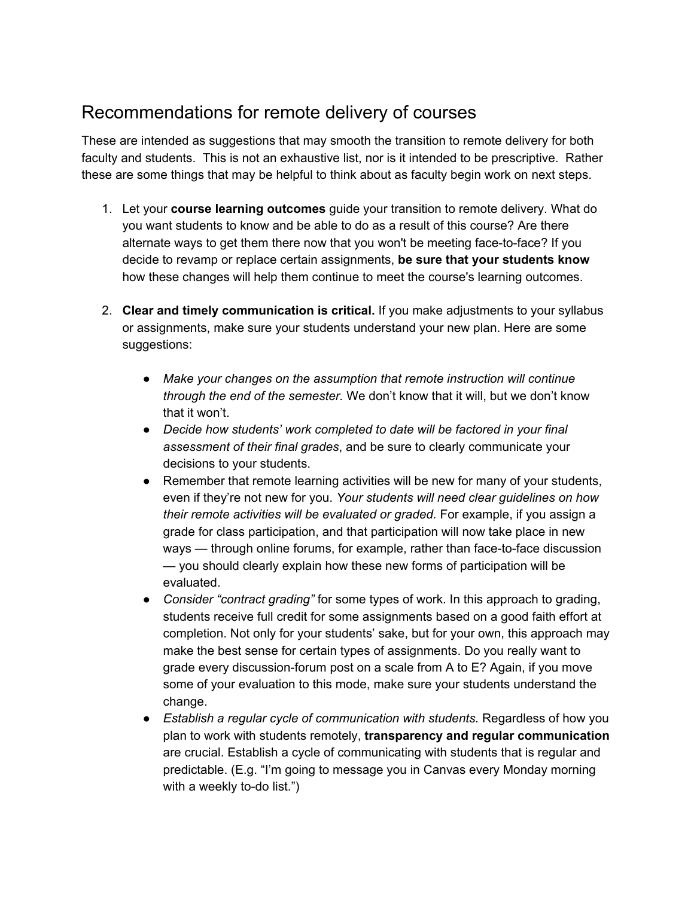# Recommendations for remote delivery of courses

These are intended as suggestions that may smooth the transition to remote delivery for both faculty and students. This is not an exhaustive list, nor is it intended to be prescriptive. Rather these are some things that may be helpful to think about as faculty begin work on next steps.

1. Let your **course learning outcomes** guide your transition to remote delivery. What do you want students to know and be able to do as a result of this course? Are there alternate ways to get them there now that you won't be meeting face-to-face? If you decide to revamp or replace certain assignments, **be sure that your students know** how these changes will help them continue to meet the course's learning outcomes.

2. **Clear and timely communication is critical.** If you make adjustments to your syllabus or assignments, make sure your students understand your new plan. Here are some suggestions:

    - *Make your changes on the assumption that remote instruction will continue through the end of the semester.* We don't know that it will, but we don't know that it won't.
    - *Decide how students' work completed to date will be factored in your final assessment of their final grades*, and be sure to clearly communicate your decisions to your students.
    - Remember that remote learning activities will be new for many of your students, even if they're not new for you. *Your students will need clear guidelines on how their remote activities will be evaluated or graded.* For example, if you assign a grade for class participation, and that participation will now take place in new ways — through online forums, for example, rather than face-to-face discussion — you should clearly explain how these new forms of participation will be evaluated.
    - *Consider "contract grading"* for some types of work. In this approach to grading, students receive full credit for some assignments based on a good faith effort at completion. Not only for your students' sake, but for your own, this approach may make the best sense for certain types of assignments. Do you really want to grade every discussion-forum post on a scale from A to E? Again, if you move some of your evaluation to this mode, make sure your students understand the change.
    - *Establish a regular cycle of communication with students.* Regardless of how you plan to work with students remotely, **transparency and regular communication** are crucial. Establish a cycle of communicating with students that is regular and predictable. (E.g. "I'm going to message you in Canvas every Monday morning with a weekly to-do list.")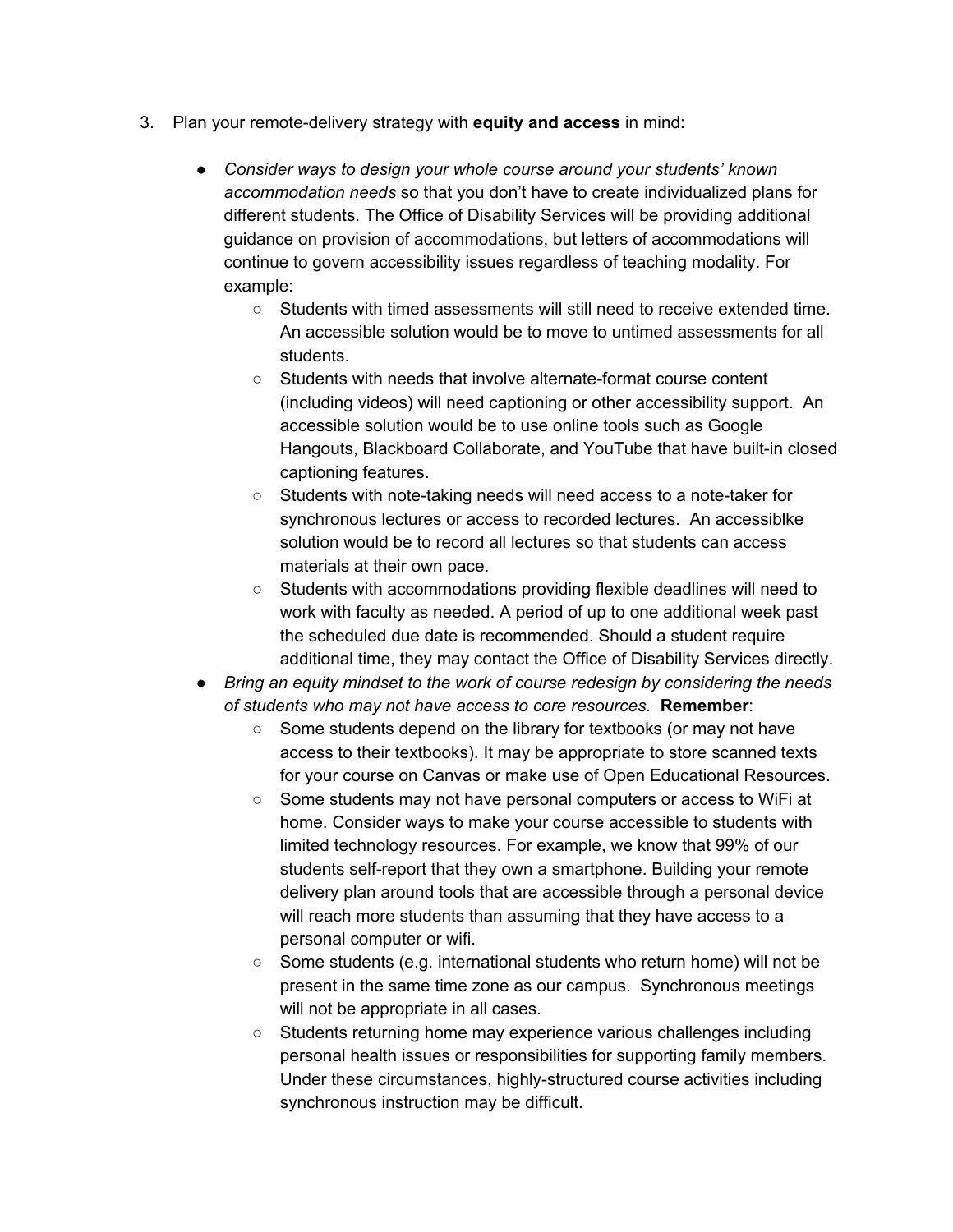3. Plan your remote-delivery strategy with **equity and access** in mind:

    - *Consider ways to design your whole course around your students' known accommodation needs* so that you don't have to create individualized plans for different students. The Office of Disability Services will be providing additional guidance on provision of accommodations, but letters of accommodations will continue to govern accessibility issues regardless of teaching modality. For example:
        - Students with timed assessments will still need to receive extended time. An accessible solution would be to move to untimed assessments for all students.
        - Students with needs that involve alternate-format course content (including videos) will need captioning or other accessibility support. An accessible solution would be to use online tools such as Google Hangouts, Blackboard Collaborate, and YouTube that have built-in closed captioning features.
        - Students with note-taking needs will need access to a note-taker for synchronous lectures or access to recorded lectures. An accessiblke solution would be to record all lectures so that students can access materials at their own pace.
        - Students with accommodations providing flexible deadlines will need to work with faculty as needed. A period of up to one additional week past the scheduled due date is recommended. Should a student require additional time, they may contact the Office of Disability Services directly.
    - *Bring an equity mindset to the work of course redesign by considering the needs of students who may not have access to core resources.* **Remember**:
        - Some students depend on the library for textbooks (or may not have access to their textbooks). It may be appropriate to store scanned texts for your course on Canvas or make use of Open Educational Resources.
        - Some students may not have personal computers or access to WiFi at home. Consider ways to make your course accessible to students with limited technology resources. For example, we know that 99% of our students self-report that they own a smartphone. Building your remote delivery plan around tools that are accessible through a personal device will reach more students than assuming that they have access to a personal computer or wifi.
        - Some students (e.g. international students who return home) will not be present in the same time zone as our campus. Synchronous meetings will not be appropriate in all cases.
        - Students returning home may experience various challenges including personal health issues or responsibilities for supporting family members. Under these circumstances, highly-structured course activities including synchronous instruction may be difficult.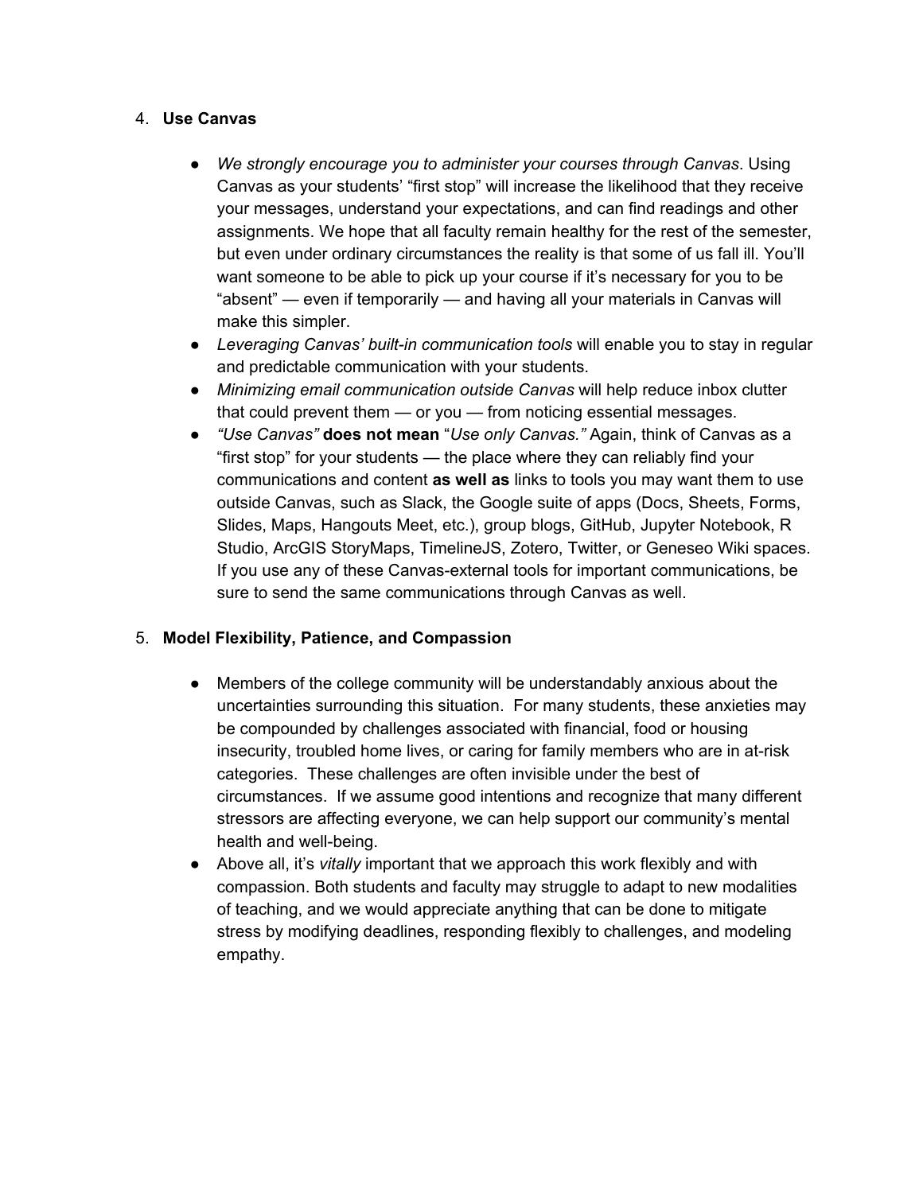4. **Use Canvas**

    - *We strongly encourage you to administer your courses through Canvas*. Using Canvas as your students' "first stop" will increase the likelihood that they receive your messages, understand your expectations, and can find readings and other assignments. We hope that all faculty remain healthy for the rest of the semester, but even under ordinary circumstances the reality is that some of us fall ill. You'll want someone to be able to pick up your course if it's necessary for you to be "absent" — even if temporarily — and having all your materials in Canvas will make this simpler.
    - *Leveraging Canvas' built-in communication tools* will enable you to stay in regular and predictable communication with your students.
    - *Minimizing email communication outside Canvas* will help reduce inbox clutter that could prevent them — or you — from noticing essential messages.
    - *"Use Canvas"* **does not mean** "*Use only Canvas."* Again, think of Canvas as a "first stop" for your students — the place where they can reliably find your communications and content **as well as** links to tools you may want them to use outside Canvas, such as Slack, the Google suite of apps (Docs, Sheets, Forms, Slides, Maps, Hangouts Meet, etc.), group blogs, GitHub, Jupyter Notebook, R Studio, ArcGIS StoryMaps, TimelineJS, Zotero, Twitter, or Geneseo Wiki spaces. If you use any of these Canvas-external tools for important communications, be sure to send the same communications through Canvas as well.

5. **Model Flexibility, Patience, and Compassion**

    - Members of the college community will be understandably anxious about the uncertainties surrounding this situation. For many students, these anxieties may be compounded by challenges associated with financial, food or housing insecurity, troubled home lives, or caring for family members who are in at-risk categories. These challenges are often invisible under the best of circumstances. If we assume good intentions and recognize that many different stressors are affecting everyone, we can help support our community's mental health and well-being.
    - Above all, it's *vitally* important that we approach this work flexibly and with compassion. Both students and faculty may struggle to adapt to new modalities of teaching, and we would appreciate anything that can be done to mitigate stress by modifying deadlines, responding flexibly to challenges, and modeling empathy.